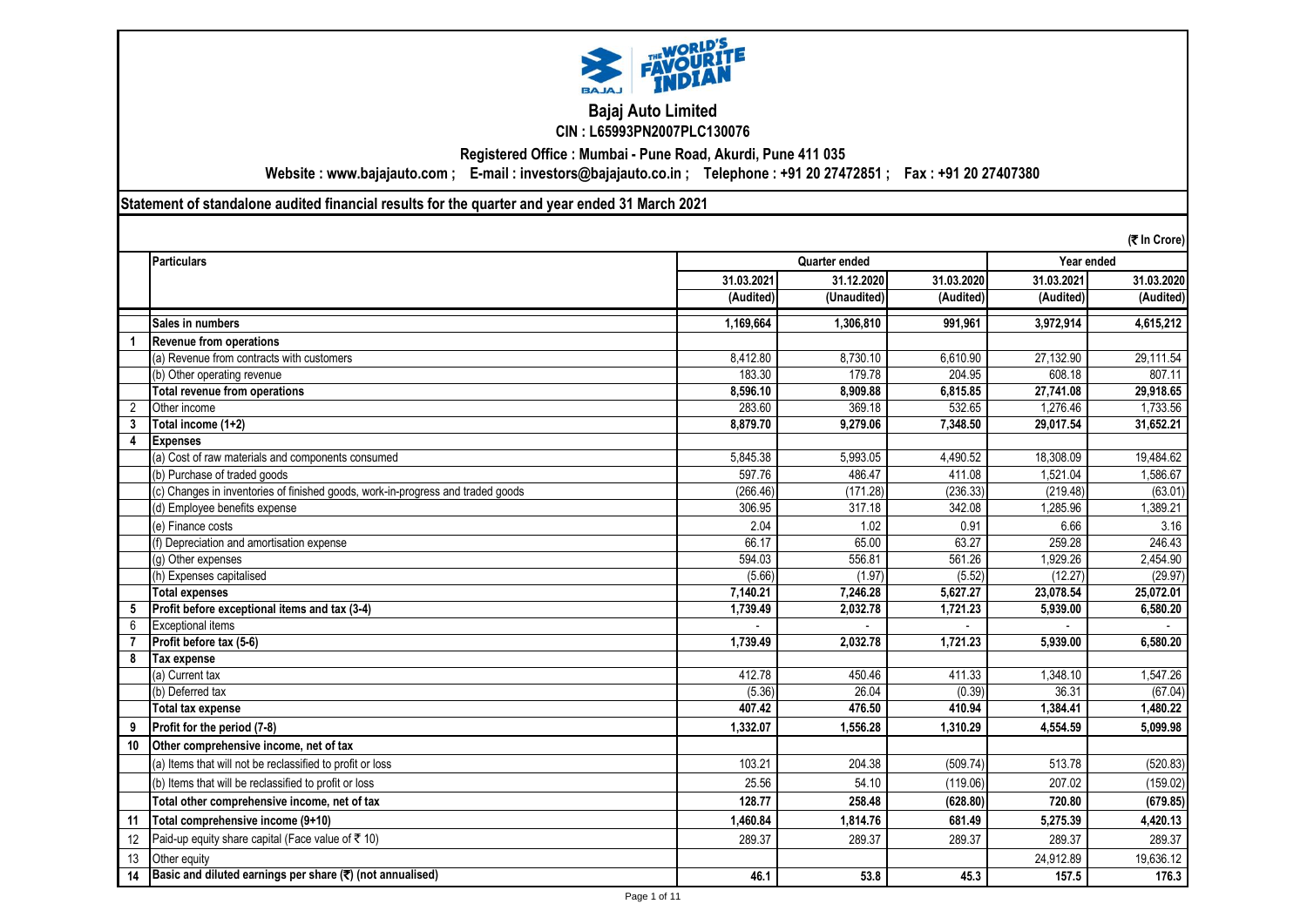# Bajaj Auto Limited

**CIN : L65993PN2007PLC130076**

**Registered Office : Mumbai - Pune Road, Akurdi, Pune 411 035**

**Website : www.bajajauto.com ; E-mail : investors@bajajauto.co.in ; Telephone : +91 20 27472851 ; Fax : +91 20 27407380**

## Statement of standalone audited financial results for the quarter and year ended 31 March 2021

(₹ In Crore)

| | Particulars | Quarter ended | | | Year ended | |
|---|---|---|---|---|---|---|
| | | 31.03.2021 | 31.12.2020 | 31.03.2020 | 31.03.2021 | 31.03.2020 |
| | | (Audited) | (Unaudited) | (Audited) | (Audited) | (Audited) |
| | **Sales in numbers** | **1,169,664** | **1,306,810** | **991,961** | **3,972,914** | **4,615,212** |
| **1** | **Revenue from operations** | | | | | |
| | (a) Revenue from contracts with customers | 8,412.80 | 8,730.10 | 6,610.90 | 27,132.90 | 29,111.54 |
| | (b) Other operating revenue | 183.30 | 179.78 | 204.95 | 608.18 | 807.11 |
| | **Total revenue from operations** | **8,596.10** | **8,909.88** | **6,815.85** | **27,741.08** | **29,918.65** |
| 2 | Other income | 283.60 | 369.18 | 532.65 | 1,276.46 | 1,733.56 |
| **3** | **Total income (1+2)** | **8,879.70** | **9,279.06** | **7,348.50** | **29,017.54** | **31,652.21** |
| **4** | **Expenses** | | | | | |
| | (a) Cost of raw materials and components consumed | 5,845.38 | 5,993.05 | 4,490.52 | 18,308.09 | 19,484.62 |
| | (b) Purchase of traded goods | 597.76 | 486.47 | 411.08 | 1,521.04 | 1,586.67 |
| | (c) Changes in inventories of finished goods, work-in-progress and traded goods | (266.46) | (171.28) | (236.33) | (219.48) | (63.01) |
| | (d) Employee benefits expense | 306.95 | 317.18 | 342.08 | 1,285.96 | 1,389.21 |
| | (e) Finance costs | 2.04 | 1.02 | 0.91 | 6.66 | 3.16 |
| | (f) Depreciation and amortisation expense | 66.17 | 65.00 | 63.27 | 259.28 | 246.43 |
| | (g) Other expenses | 594.03 | 556.81 | 561.26 | 1,929.26 | 2,454.90 |
| | (h) Expenses capitalised | (5.66) | (1.97) | (5.52) | (12.27) | (29.97) |
| | **Total expenses** | **7,140.21** | **7,246.28** | **5,627.27** | **23,078.54** | **25,072.01** |
| **5** | **Profit before exceptional items and tax (3-4)** | **1,739.49** | **2,032.78** | **1,721.23** | **5,939.00** | **6,580.20** |
| 6 | Exceptional items | - | - | - | - | - |
| **7** | **Profit before tax (5-6)** | **1,739.49** | **2,032.78** | **1,721.23** | **5,939.00** | **6,580.20** |
| **8** | **Tax expense** | | | | | |
| | (a) Current tax | 412.78 | 450.46 | 411.33 | 1,348.10 | 1,547.26 |
| | (b) Deferred tax | (5.36) | 26.04 | (0.39) | 36.31 | (67.04) |
| | **Total tax expense** | **407.42** | **476.50** | **410.94** | **1,384.41** | **1,480.22** |
| **9** | **Profit for the period (7-8)** | **1,332.07** | **1,556.28** | **1,310.29** | **4,554.59** | **5,099.98** |
| **10** | **Other comprehensive income, net of tax** | | | | | |
| | (a) Items that will not be reclassified to profit or loss | 103.21 | 204.38 | (509.74) | 513.78 | (520.83) |
| | (b) Items that will be reclassified to profit or loss | 25.56 | 54.10 | (119.06) | 207.02 | (159.02) |
| | **Total other comprehensive income, net of tax** | **128.77** | **258.48** | **(628.80)** | **720.80** | **(679.85)** |
| **11** | **Total comprehensive income (9+10)** | **1,460.84** | **1,814.76** | **681.49** | **5,275.39** | **4,420.13** |
| 12 | Paid-up equity share capital (Face value of ₹ 10) | 289.37 | 289.37 | 289.37 | 289.37 | 289.37 |
| 13 | Other equity | | | | 24,912.89 | 19,636.12 |
| **14** | **Basic and diluted earnings per share (₹) (not annualised)** | **46.1** | **53.8** | **45.3** | **157.5** | **176.3** |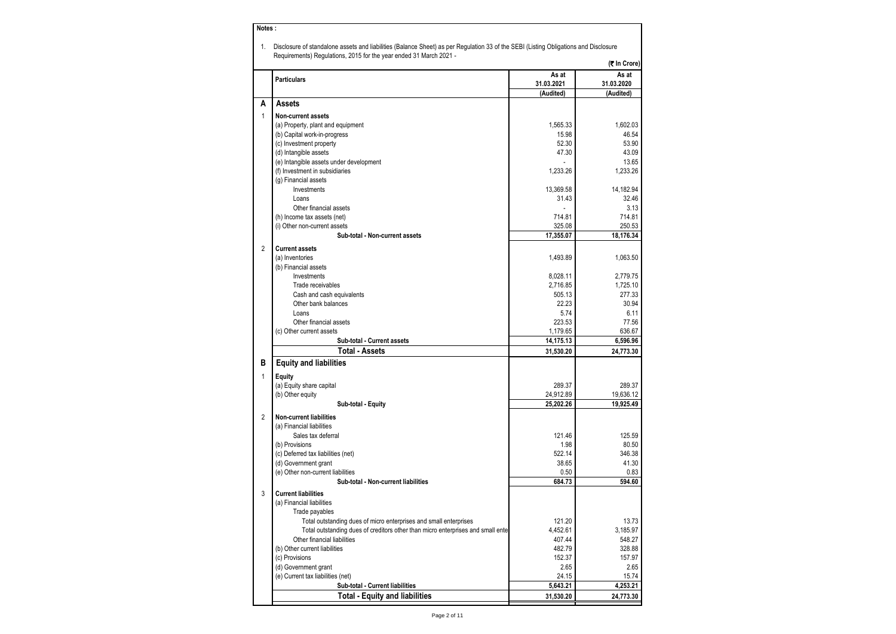**Notes :**

1. Disclosure of standalone assets and liabilities (Balance Sheet) as per Regulation 33 of the SEBI (Listing Obligations and Disclosure Requirements) Regulations, 2015 for the year ended 31 March 2021 -

(₹ In Crore)

| | Particulars | As at 31.03.2021 (Audited) | As at 31.03.2020 (Audited) |
|---|---|---|---|
| **A** | **Assets** | | |
| 1 | **Non-current assets** | | |
| | (a) Property, plant and equipment | 1,565.33 | 1,602.03 |
| | (b) Capital work-in-progress | 15.98 | 46.54 |
| | (c) Investment property | 52.30 | 53.90 |
| | (d) Intangible assets | 47.30 | 43.09 |
| | (e) Intangible assets under development | - | 13.65 |
| | (f) Investment in subsidiaries | 1,233.26 | 1,233.26 |
| | (g) Financial assets | | |
| | Investments | 13,369.58 | 14,182.94 |
| | Loans | 31.43 | 32.46 |
| | Other financial assets | - | 3.13 |
| | (h) Income tax assets (net) | 714.81 | 714.81 |
| | (i) Other non-current assets | 325.08 | 250.53 |
| | **Sub-total - Non-current assets** | **17,355.07** | **18,176.34** |
| 2 | **Current assets** | | |
| | (a) Inventories | 1,493.89 | 1,063.50 |
| | (b) Financial assets | | |
| | Investments | 8,028.11 | 2,779.75 |
| | Trade receivables | 2,716.85 | 1,725.10 |
| | Cash and cash equivalents | 505.13 | 277.33 |
| | Other bank balances | 22.23 | 30.94 |
| | Loans | 5.74 | 6.11 |
| | Other financial assets | 223.53 | 77.56 |
| | (c) Other current assets | 1,179.65 | 636.67 |
| | **Sub-total - Current assets** | **14,175.13** | **6,596.96** |
| | **Total - Assets** | **31,530.20** | **24,773.30** |
| **B** | **Equity and liabilities** | | |
| 1 | **Equity** | | |
| | (a) Equity share capital | 289.37 | 289.37 |
| | (b) Other equity | 24,912.89 | 19,636.12 |
| | **Sub-total - Equity** | **25,202.26** | **19,925.49** |
| 2 | **Non-current liabilities** | | |
| | (a) Financial liabilities | | |
| | Sales tax deferral | 121.46 | 125.59 |
| | (b) Provisions | 1.98 | 80.50 |
| | (c) Deferred tax liabilities (net) | 522.14 | 346.38 |
| | (d) Government grant | 38.65 | 41.30 |
| | (e) Other non-current liabilities | 0.50 | 0.83 |
| | **Sub-total - Non-current liabilities** | **684.73** | **594.60** |
| 3 | **Current liabilities** | | |
| | (a) Financial liabilities | | |
| | Trade payables | | |
| | Total outstanding dues of micro enterprises and small enterprises | 121.20 | 13.73 |
| | Total outstanding dues of creditors other than micro enterprises and small ente | 4,452.61 | 3,185.97 |
| | Other financial liabilities | 407.44 | 548.27 |
| | (b) Other current liabilities | 482.79 | 328.88 |
| | (c) Provisions | 152.37 | 157.97 |
| | (d) Government grant | 2.65 | 2.65 |
| | (e) Current tax liabilities (net) | 24.15 | 15.74 |
| | **Sub-total - Current liabilities** | **5,643.21** | **4,253.21** |
| | **Total - Equity and liabilities** | **31,530.20** | **24,773.30** |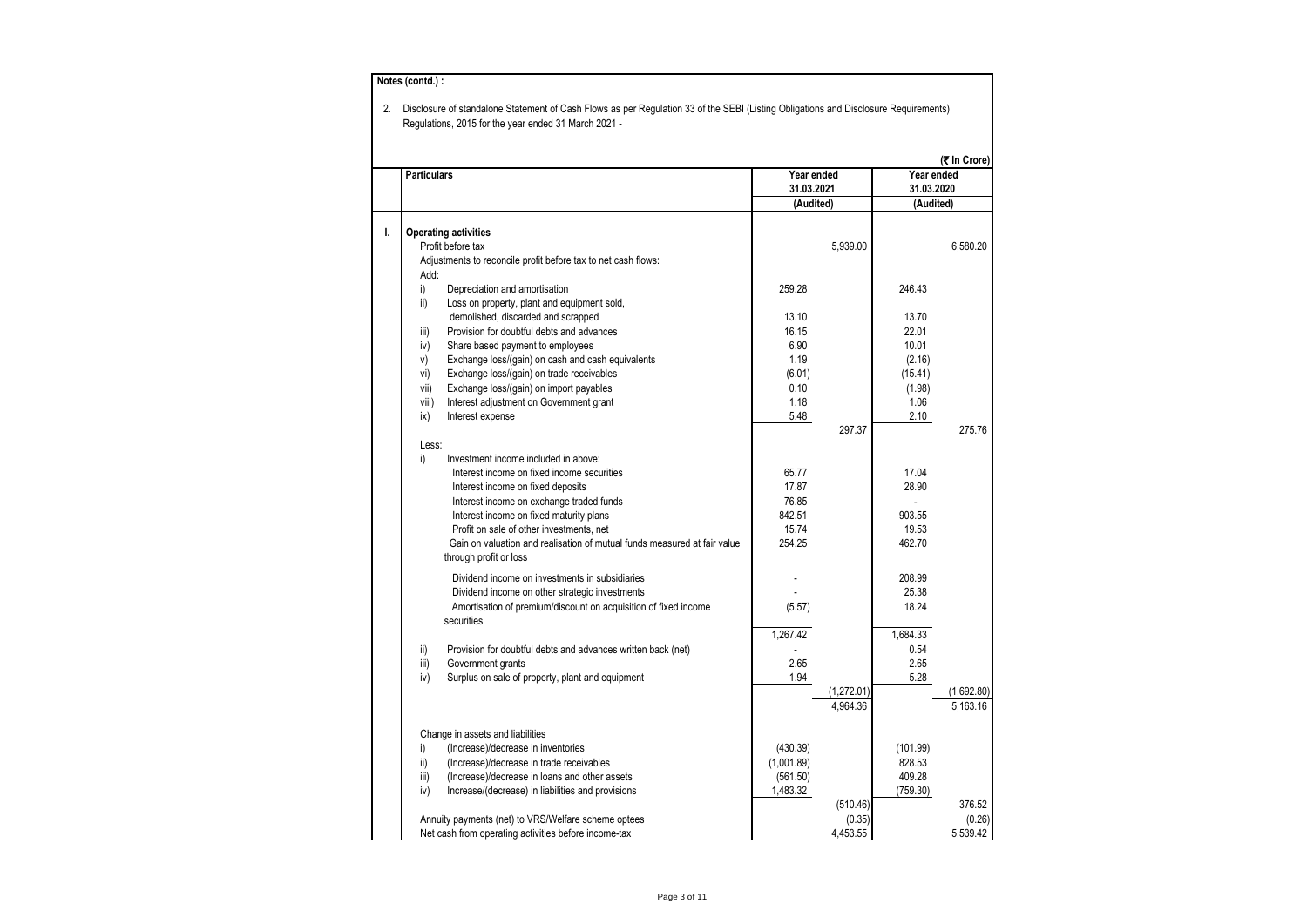**Notes (contd.) :**

2. Disclosure of standalone Statement of Cash Flows as per Regulation 33 of the SEBI (Listing Obligations and Disclosure Requirements) Regulations, 2015 for the year ended 31 March 2021 -

(₹ In Crore)

| | Particulars | Year ended 31.03.2021 (Audited) | | Year ended 31.03.2020 (Audited) | |
|---|---|---|---|---|---|
| **I.** | **Operating activities** | | | | |
| | Profit before tax | | 5,939.00 | | 6,580.20 |
| | Adjustments to reconcile profit before tax to net cash flows: | | | | |
| | Add: | | | | |
| | i) Depreciation and amortisation | 259.28 | | 246.43 | |
| | ii) Loss on property, plant and equipment sold, demolished, discarded and scrapped | 13.10 | | 13.70 | |
| | iii) Provision for doubtful debts and advances | 16.15 | | 22.01 | |
| | iv) Share based payment to employees | 6.90 | | 10.01 | |
| | v) Exchange loss/(gain) on cash and cash equivalents | 1.19 | | (2.16) | |
| | vi) Exchange loss/(gain) on trade receivables | (6.01) | | (15.41) | |
| | vii) Exchange loss/(gain) on import payables | 0.10 | | (1.98) | |
| | viii) Interest adjustment on Government grant | 1.18 | | 1.06 | |
| | ix) Interest expense | 5.48 | | 2.10 | |
| | | | 297.37 | | 275.76 |
| | Less: | | | | |
| | i) Investment income included in above: | | | | |
| | Interest income on fixed income securities | 65.77 | | 17.04 | |
| | Interest income on fixed deposits | 17.87 | | 28.90 | |
| | Interest income on exchange traded funds | 76.85 | | - | |
| | Interest income on fixed maturity plans | 842.51 | | 903.55 | |
| | Profit on sale of other investments, net | 15.74 | | 19.53 | |
| | Gain on valuation and realisation of mutual funds measured at fair value through profit or loss | 254.25 | | 462.70 | |
| | Dividend income on investments in subsidiaries | - | | 208.99 | |
| | Dividend income on other strategic investments | - | | 25.38 | |
| | Amortisation of premium/discount on acquisition of fixed income securities | (5.57) | | 18.24 | |
| | | 1,267.42 | | 1,684.33 | |
| | ii) Provision for doubtful debts and advances written back (net) | - | | 0.54 | |
| | iii) Government grants | 2.65 | | 2.65 | |
| | iv) Surplus on sale of property, plant and equipment | 1.94 | | 5.28 | |
| | | | (1,272.01) | | (1,692.80) |
| | | | 4,964.36 | | 5,163.16 |
| | Change in assets and liabilities | | | | |
| | i) (Increase)/decrease in inventories | (430.39) | | (101.99) | |
| | ii) (Increase)/decrease in trade receivables | (1,001.89) | | 828.53 | |
| | iii) (Increase)/decrease in loans and other assets | (561.50) | | 409.28 | |
| | iv) Increase/(decrease) in liabilities and provisions | 1,483.32 | | (759.30) | |
| | | | (510.46) | | 376.52 |
| | Annuity payments (net) to VRS/Welfare scheme optees | | (0.35) | | (0.26) |
| | Net cash from operating activities before income-tax | | 4,453.55 | | 5,539.42 |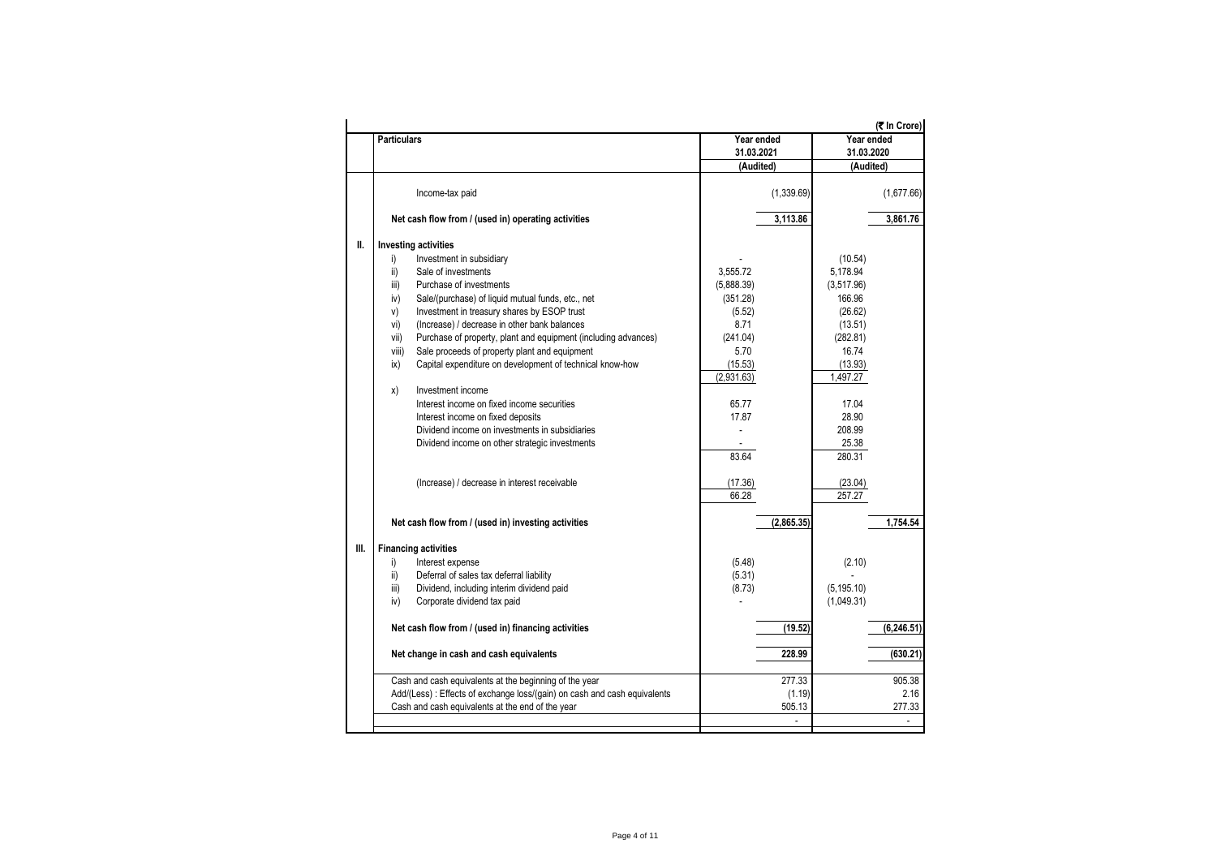(₹ In Crore)

| | Particulars | Year ended 31.03.2021 (Audited) | | Year ended 31.03.2020 (Audited) | |
|---|---|---|---|---|---|
| | Income-tax paid | | (1,339.69) | | (1,677.66) |
| | **Net cash flow from / (used in) operating activities** | | **3,113.86** | | **3,861.76** |
| **II.** | **Investing activities** | | | | |
| | i) Investment in subsidiary | - | | (10.54) | |
| | ii) Sale of investments | 3,555.72 | | 5,178.94 | |
| | iii) Purchase of investments | (5,888.39) | | (3,517.96) | |
| | iv) Sale/(purchase) of liquid mutual funds, etc., net | (351.28) | | 166.96 | |
| | v) Investment in treasury shares by ESOP trust | (5.52) | | (26.62) | |
| | vi) (Increase) / decrease in other bank balances | 8.71 | | (13.51) | |
| | vii) Purchase of property, plant and equipment (including advances) | (241.04) | | (282.81) | |
| | viii) Sale proceeds of property plant and equipment | 5.70 | | 16.74 | |
| | ix) Capital expenditure on development of technical know-how | (15.53) | | (13.93) | |
| | | (2,931.63) | | 1,497.27 | |
| | x) Investment income | | | | |
| | Interest income on fixed income securities | 65.77 | | 17.04 | |
| | Interest income on fixed deposits | 17.87 | | 28.90 | |
| | Dividend income on investments in subsidiaries | - | | 208.99 | |
| | Dividend income on other strategic investments | - | | 25.38 | |
| | | 83.64 | | 280.31 | |
| | (Increase) / decrease in interest receivable | (17.36) | | (23.04) | |
| | | 66.28 | | 257.27 | |
| | **Net cash flow from / (used in) investing activities** | | **(2,865.35)** | | **1,754.54** |
| **III.** | **Financing activities** | | | | |
| | i) Interest expense | (5.48) | | (2.10) | |
| | ii) Deferral of sales tax deferral liability | (5.31) | | - | |
| | iii) Dividend, including interim dividend paid | (8.73) | | (5,195.10) | |
| | iv) Corporate dividend tax paid | - | | (1,049.31) | |
| | **Net cash flow from / (used in) financing activities** | | **(19.52)** | | **(6,246.51)** |
| | **Net change in cash and cash equivalents** | | **228.99** | | **(630.21)** |
| | Cash and cash equivalents at the beginning of the year | | 277.33 | | 905.38 |
| | Add/(Less) : Effects of exchange loss/(gain) on cash and cash equivalents | | (1.19) | | 2.16 |
| | Cash and cash equivalents at the end of the year | | 505.13 | | 277.33 |
| | | | - | | - |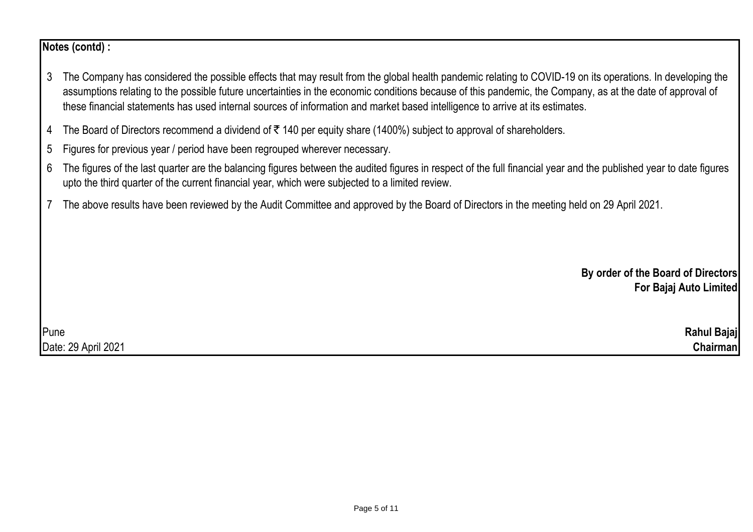**Notes (contd) :**

3. The Company has considered the possible effects that may result from the global health pandemic relating to COVID-19 on its operations. In developing the assumptions relating to the possible future uncertainties in the economic conditions because of this pandemic, the Company, as at the date of approval of these financial statements has used internal sources of information and market based intelligence to arrive at its estimates.
4. The Board of Directors recommend a dividend of ₹ 140 per equity share (1400%) subject to approval of shareholders.
5. Figures for previous year / period have been regrouped wherever necessary.
6. The figures of the last quarter are the balancing figures between the audited figures in respect of the full financial year and the published year to date figures upto the third quarter of the current financial year, which were subjected to a limited review.
7. The above results have been reviewed by the Audit Committee and approved by the Board of Directors in the meeting held on 29 April 2021.

**By order of the Board of Directors**
**For Bajaj Auto Limited**

Pune
Date: 29 April 2021

**Rahul Bajaj**
**Chairman**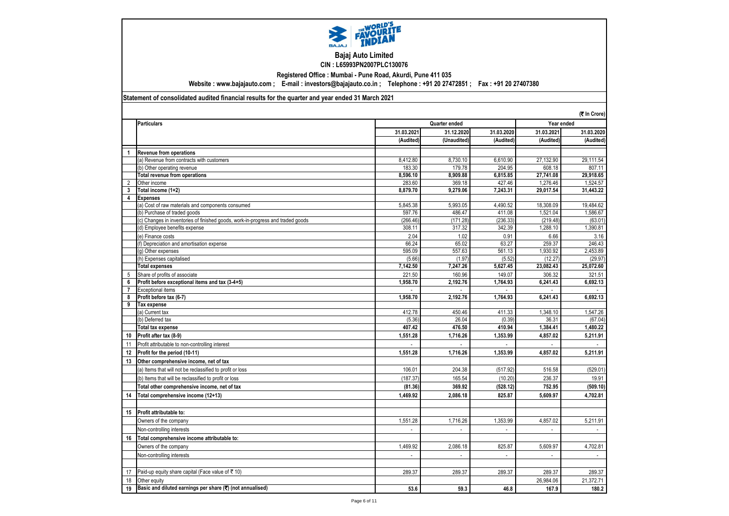# Bajaj Auto Limited

**CIN : L65993PN2007PLC130076**

**Registered Office : Mumbai - Pune Road, Akurdi, Pune 411 035**

**Website : www.bajajauto.com ; E-mail : investors@bajajauto.co.in ; Telephone : +91 20 27472851 ; Fax : +91 20 27407380**

**Statement of consolidated audited financial results for the quarter and year ended 31 March 2021**

(₹ In Crore)

| | Particulars | Quarter ended | | | Year ended | |
|---|---|---|---|---|---|---|
| | | 31.03.2021 | 31.12.2020 | 31.03.2020 | 31.03.2021 | 31.03.2020 |
| | | (Audited) | (Unaudited) | (Audited) | (Audited) | (Audited) |
| 1 | **Revenue from operations** | | | | | |
| | (a) Revenue from contracts with customers | 8,412.80 | 8,730.10 | 6,610.90 | 27,132.90 | 29,111.54 |
| | (b) Other operating revenue | 183.30 | 179.78 | 204.95 | 608.18 | 807.11 |
| | **Total revenue from operations** | **8,596.10** | **8,909.88** | **6,815.85** | **27,741.08** | **29,918.65** |
| 2 | Other income | 283.60 | 369.18 | 427.46 | 1,276.46 | 1,524.57 |
| 3 | **Total income (1+2)** | **8,879.70** | **9,279.06** | **7,243.31** | **29,017.54** | **31,443.22** |
| 4 | **Expenses** | | | | | |
| | (a) Cost of raw materials and components consumed | 5,845.38 | 5,993.05 | 4,490.52 | 18,308.09 | 19,484.62 |
| | (b) Purchase of traded goods | 597.76 | 486.47 | 411.08 | 1,521.04 | 1,586.67 |
| | (c) Changes in inventories of finished goods, work-in-progress and traded goods | (266.46) | (171.28) | (236.33) | (219.48) | (63.01) |
| | (d) Employee benefits expense | 308.11 | 317.32 | 342.39 | 1,288.10 | 1,390.81 |
| | (e) Finance costs | 2.04 | 1.02 | 0.91 | 6.66 | 3.16 |
| | (f) Depreciation and amortisation expense | 66.24 | 65.02 | 63.27 | 259.37 | 246.43 |
| | (g) Other expenses | 595.09 | 557.63 | 561.13 | 1,930.92 | 2,453.89 |
| | (h) Expenses capitalised | (5.66) | (1.97) | (5.52) | (12.27) | (29.97) |
| | **Total expenses** | **7,142.50** | **7,247.26** | **5,627.45** | **23,082.43** | **25,072.60** |
| 5 | Share of profits of associate | 221.50 | 160.96 | 149.07 | 306.32 | 321.51 |
| 6 | **Profit before exceptional items and tax (3-4+5)** | **1,958.70** | **2,192.76** | **1,764.93** | **6,241.43** | **6,692.13** |
| 7 | Exceptional items | - | - | - | - | - |
| 8 | **Profit before tax (6-7)** | **1,958.70** | **2,192.76** | **1,764.93** | **6,241.43** | **6,692.13** |
| 9 | **Tax expense** | | | | | |
| | (a) Current tax | 412.78 | 450.46 | 411.33 | 1,348.10 | 1,547.26 |
| | (b) Deferred tax | (5.36) | 26.04 | (0.39) | 36.31 | (67.04) |
| | **Total tax expense** | **407.42** | **476.50** | **410.94** | **1,384.41** | **1,480.22** |
| 10 | **Profit after tax (8-9)** | **1,551.28** | **1,716.26** | **1,353.99** | **4,857.02** | **5,211.91** |
| 11 | Profit attributable to non-controlling interest | - | - | - | - | - |
| 12 | **Profit for the period (10-11)** | **1,551.28** | **1,716.26** | **1,353.99** | **4,857.02** | **5,211.91** |
| 13 | **Other comprehensive income, net of tax** | | | | | |
| | (a) Items that will not be reclassified to profit or loss | 106.01 | 204.38 | (517.92) | 516.58 | (529.01) |
| | (b) Items that will be reclassified to profit or loss | (187.37) | 165.54 | (10.20) | 236.37 | 19.91 |
| | **Total other comprehensive income, net of tax** | **(81.36)** | **369.92** | **(528.12)** | **752.95** | **(509.10)** |
| 14 | **Total comprehensive income (12+13)** | **1,469.92** | **2,086.18** | **825.87** | **5,609.97** | **4,702.81** |
| 15 | **Profit attributable to:** | | | | | |
| | Owners of the company | 1,551.28 | 1,716.26 | 1,353.99 | 4,857.02 | 5,211.91 |
| | Non-controlling interests | - | - | - | - | - |
| 16 | **Total comprehensive income attributable to:** | | | | | |
| | Owners of the company | 1,469.92 | 2,086.18 | 825.87 | 5,609.97 | 4,702.81 |
| | Non-controlling interests | - | - | - | - | - |
| 17 | Paid-up equity share capital (Face value of ₹ 10) | 289.37 | 289.37 | 289.37 | 289.37 | 289.37 |
| 18 | Other equity | | | | 26,984.06 | 21,372.71 |
| 19 | **Basic and diluted earnings per share (₹) (not annualised)** | **53.6** | **59.3** | **46.8** | **167.9** | **180.2** |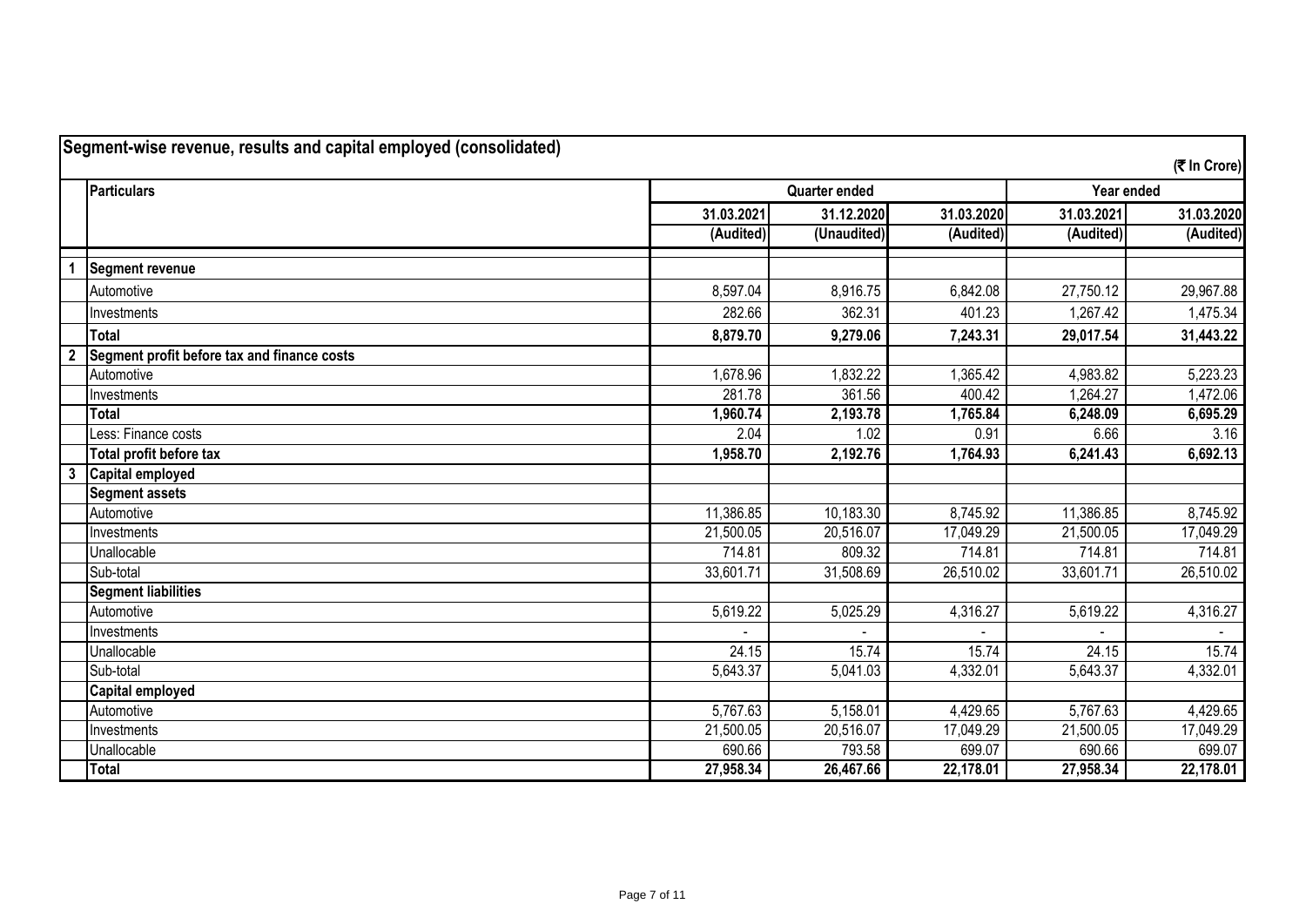## Segment-wise revenue, results and capital employed (consolidated)

(₹ In Crore)

| | Particulars | Quarter ended | | | Year ended | |
|---|---|---|---|---|---|---|
| | | 31.03.2021 | 31.12.2020 | 31.03.2020 | 31.03.2021 | 31.03.2020 |
| | | (Audited) | (Unaudited) | (Audited) | (Audited) | (Audited) |
| 1 | **Segment revenue** | | | | | |
| | Automotive | 8,597.04 | 8,916.75 | 6,842.08 | 27,750.12 | 29,967.88 |
| | Investments | 282.66 | 362.31 | 401.23 | 1,267.42 | 1,475.34 |
| | **Total** | **8,879.70** | **9,279.06** | **7,243.31** | **29,017.54** | **31,443.22** |
| 2 | **Segment profit before tax and finance costs** | | | | | |
| | Automotive | 1,678.96 | 1,832.22 | 1,365.42 | 4,983.82 | 5,223.23 |
| | Investments | 281.78 | 361.56 | 400.42 | 1,264.27 | 1,472.06 |
| | **Total** | **1,960.74** | **2,193.78** | **1,765.84** | **6,248.09** | **6,695.29** |
| | Less: Finance costs | 2.04 | 1.02 | 0.91 | 6.66 | 3.16 |
| | **Total profit before tax** | **1,958.70** | **2,192.76** | **1,764.93** | **6,241.43** | **6,692.13** |
| 3 | **Capital employed** | | | | | |
| | **Segment assets** | | | | | |
| | Automotive | 11,386.85 | 10,183.30 | 8,745.92 | 11,386.85 | 8,745.92 |
| | Investments | 21,500.05 | 20,516.07 | 17,049.29 | 21,500.05 | 17,049.29 |
| | Unallocable | 714.81 | 809.32 | 714.81 | 714.81 | 714.81 |
| | Sub-total | 33,601.71 | 31,508.69 | 26,510.02 | 33,601.71 | 26,510.02 |
| | **Segment liabilities** | | | | | |
| | Automotive | 5,619.22 | 5,025.29 | 4,316.27 | 5,619.22 | 4,316.27 |
| | Investments | - | - | - | - | - |
| | Unallocable | 24.15 | 15.74 | 15.74 | 24.15 | 15.74 |
| | Sub-total | 5,643.37 | 5,041.03 | 4,332.01 | 5,643.37 | 4,332.01 |
| | **Capital employed** | | | | | |
| | Automotive | 5,767.63 | 5,158.01 | 4,429.65 | 5,767.63 | 4,429.65 |
| | Investments | 21,500.05 | 20,516.07 | 17,049.29 | 21,500.05 | 17,049.29 |
| | Unallocable | 690.66 | 793.58 | 699.07 | 690.66 | 699.07 |
| | **Total** | **27,958.34** | **26,467.66** | **22,178.01** | **27,958.34** | **22,178.01** |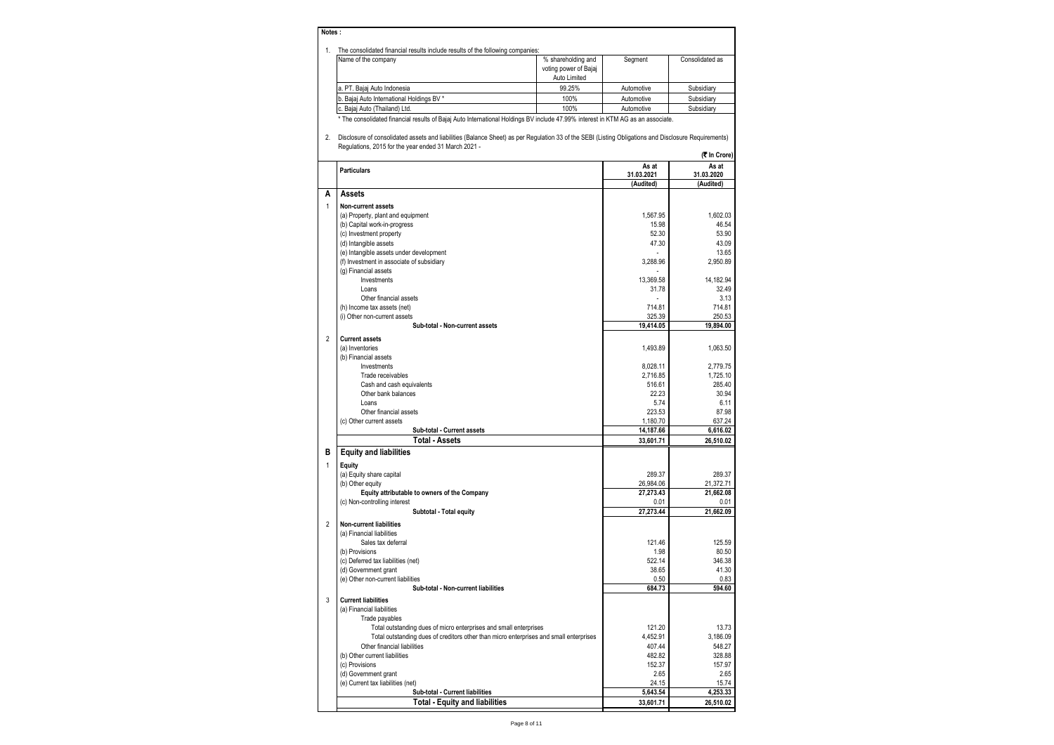**Notes :**

1. The consolidated financial results include results of the following companies:

| Name of the company | % shareholding and voting power of Bajaj Auto Limited | Segment | Consolidated as |
|---|---|---|---|
| a. PT. Bajaj Auto Indonesia | 99.25% | Automotive | Subsidiary |
| b. Bajaj Auto International Holdings BV * | 100% | Automotive | Subsidiary |
| c. Bajaj Auto (Thailand) Ltd. | 100% | Automotive | Subsidiary |

\* The consolidated financial results of Bajaj Auto International Holdings BV include 47.99% interest in KTM AG as an associate.

2. Disclosure of consolidated assets and liabilities (Balance Sheet) as per Regulation 33 of the SEBI (Listing Obligations and Disclosure Requirements) Regulations, 2015 for the year ended 31 March 2021 -

(₹ In Crore)

| | Particulars | As at 31.03.2021 (Audited) | As at 31.03.2020 (Audited) |
|---|---|---|---|
| **A** | **Assets** | | |
| 1 | **Non-current assets** | | |
| | (a) Property, plant and equipment | 1,567.95 | 1,602.03 |
| | (b) Capital work-in-progress | 15.98 | 46.54 |
| | (c) Investment property | 52.30 | 53.90 |
| | (d) Intangible assets | 47.30 | 43.09 |
| | (e) Intangible assets under development | - | 13.65 |
| | (f) Investment in associate of subsidiary | 3,288.96 | 2,950.89 |
| | (g) Financial assets | - | |
| | Investments | 13,369.58 | 14,182.94 |
| | Loans | 31.78 | 32.49 |
| | Other financial assets | - | 3.13 |
| | (h) Income tax assets (net) | 714.81 | 714.81 |
| | (i) Other non-current assets | 325.39 | 250.53 |
| | **Sub-total - Non-current assets** | **19,414.05** | **19,894.00** |
| 2 | **Current assets** | | |
| | (a) Inventories | 1,493.89 | 1,063.50 |
| | (b) Financial assets | | |
| | Investments | 8,028.11 | 2,779.75 |
| | Trade receivables | 2,716.85 | 1,725.10 |
| | Cash and cash equivalents | 516.61 | 285.40 |
| | Other bank balances | 22.23 | 30.94 |
| | Loans | 5.74 | 6.11 |
| | Other financial assets | 223.53 | 87.98 |
| | (c) Other current assets | 1,180.70 | 637.24 |
| | **Sub-total - Current assets** | **14,187.66** | **6,616.02** |
| | **Total - Assets** | **33,601.71** | **26,510.02** |
| **B** | **Equity and liabilities** | | |
| 1 | **Equity** | | |
| | (a) Equity share capital | 289.37 | 289.37 |
| | (b) Other equity | 26,984.06 | 21,372.71 |
| | **Equity attributable to owners of the Company** | **27,273.43** | **21,662.08** |
| | (c) Non-controlling interest | 0.01 | 0.01 |
| | **Subtotal - Total equity** | **27,273.44** | **21,662.09** |
| 2 | **Non-current liabilities** | | |
| | (a) Financial liabilities | | |
| | Sales tax deferral | 121.46 | 125.59 |
| | (b) Provisions | 1.98 | 80.50 |
| | (c) Deferred tax liabilities (net) | 522.14 | 346.38 |
| | (d) Government grant | 38.65 | 41.30 |
| | (e) Other non-current liabilities | 0.50 | 0.83 |
| | **Sub-total - Non-current liabilities** | **684.73** | **594.60** |
| 3 | **Current liabilities** | | |
| | (a) Financial liabilities | | |
| | Trade payables | | |
| | Total outstanding dues of micro enterprises and small enterprises | 121.20 | 13.73 |
| | Total outstanding dues of creditors other than micro enterprises and small enterprises | 4,452.91 | 3,186.09 |
| | Other financial liabilities | 407.44 | 548.27 |
| | (b) Other current liabilities | 482.82 | 328.88 |
| | (c) Provisions | 152.37 | 157.97 |
| | (d) Government grant | 2.65 | 2.65 |
| | (e) Current tax liabilities (net) | 24.15 | 15.74 |
| | **Sub-total - Current liabilities** | **5,643.54** | **4,253.33** |
| | **Total - Equity and liabilities** | **33,601.71** | **26,510.02** |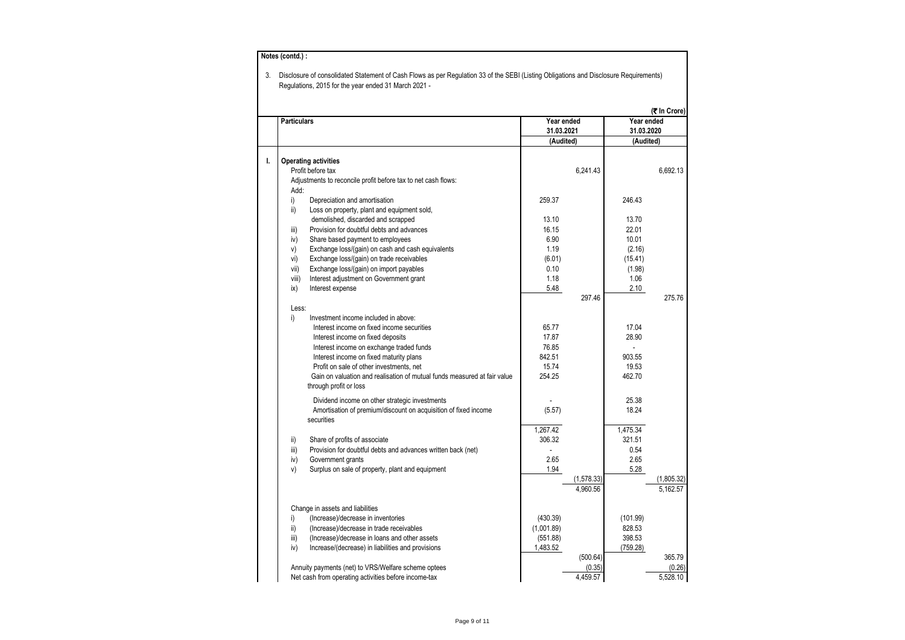**Notes (contd.) :**

3. Disclosure of consolidated Statement of Cash Flows as per Regulation 33 of the SEBI (Listing Obligations and Disclosure Requirements) Regulations, 2015 for the year ended 31 March 2021 -

(₹ In Crore)

| | Particulars | Year ended 31.03.2021 (Audited) | | Year ended 31.03.2020 (Audited) | |
|---|---|---|---|---|---|
| I. | **Operating activities** | | | | |
| | Profit before tax | | 6,241.43 | | 6,692.13 |
| | Adjustments to reconcile profit before tax to net cash flows: | | | | |
| | Add: | | | | |
| | i) Depreciation and amortisation | 259.37 | | 246.43 | |
| | ii) Loss on property, plant and equipment sold, demolished, discarded and scrapped | 13.10 | | 13.70 | |
| | iii) Provision for doubtful debts and advances | 16.15 | | 22.01 | |
| | iv) Share based payment to employees | 6.90 | | 10.01 | |
| | v) Exchange loss/(gain) on cash and cash equivalents | 1.19 | | (2.16) | |
| | vi) Exchange loss/(gain) on trade receivables | (6.01) | | (15.41) | |
| | vii) Exchange loss/(gain) on import payables | 0.10 | | (1.98) | |
| | viii) Interest adjustment on Government grant | 1.18 | | 1.06 | |
| | ix) Interest expense | 5.48 | | 2.10 | |
| | | | 297.46 | | 275.76 |
| | Less: | | | | |
| | i) Investment income included in above: | | | | |
| | Interest income on fixed income securities | 65.77 | | 17.04 | |
| | Interest income on fixed deposits | 17.87 | | 28.90 | |
| | Interest income on exchange traded funds | 76.85 | | - | |
| | Interest income on fixed maturity plans | 842.51 | | 903.55 | |
| | Profit on sale of other investments, net | 15.74 | | 19.53 | |
| | Gain on valuation and realisation of mutual funds measured at fair value through profit or loss | 254.25 | | 462.70 | |
| | Dividend income on other strategic investments | - | | 25.38 | |
| | Amortisation of premium/discount on acquisition of fixed income securities | (5.57) | | 18.24 | |
| | | 1,267.42 | | 1,475.34 | |
| | ii) Share of profits of associate | 306.32 | | 321.51 | |
| | iii) Provision for doubtful debts and advances written back (net) | - | | 0.54 | |
| | iv) Government grants | 2.65 | | 2.65 | |
| | v) Surplus on sale of property, plant and equipment | 1.94 | | 5.28 | |
| | | | (1,578.33) | | (1,805.32) |
| | | | 4,960.56 | | 5,162.57 |
| | Change in assets and liabilities | | | | |
| | i) (Increase)/decrease in inventories | (430.39) | | (101.99) | |
| | ii) (Increase)/decrease in trade receivables | (1,001.89) | | 828.53 | |
| | iii) (Increase)/decrease in loans and other assets | (551.88) | | 398.53 | |
| | iv) Increase/(decrease) in liabilities and provisions | 1,483.52 | | (759.28) | |
| | | | (500.64) | | 365.79 |
| | Annuity payments (net) to VRS/Welfare scheme optees | | (0.35) | | (0.26) |
| | Net cash from operating activities before income-tax | | 4,459.57 | | 5,528.10 |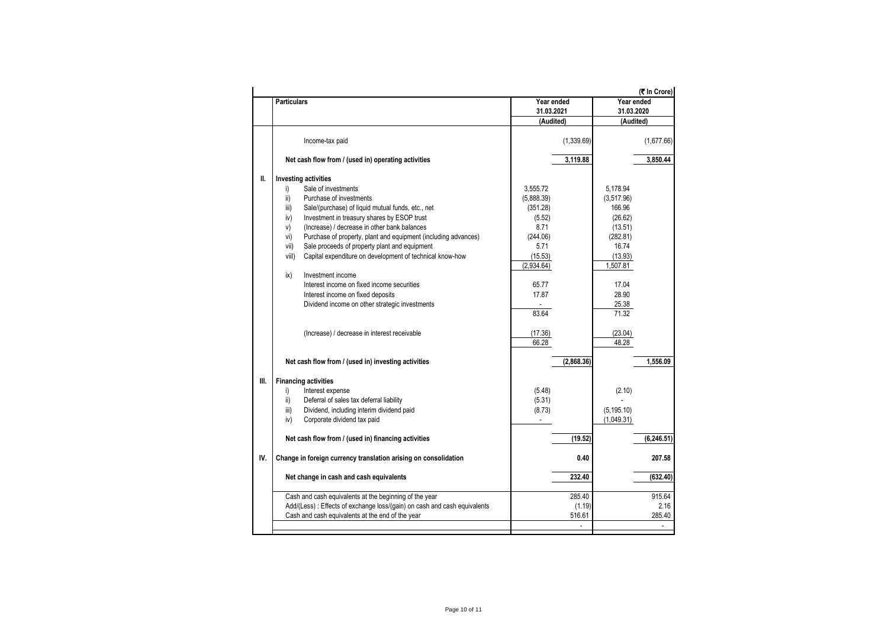(₹ In Crore)

| | Particulars | Year ended 31.03.2021 (Audited) | | Year ended 31.03.2020 (Audited) | |
|---|---|---|---|---|---|
| | Income-tax paid | | (1,339.69) | | (1,677.66) |
| | **Net cash flow from / (used in) operating activities** | | 3,119.88 | | 3,850.44 |
| **II.** | **Investing activities** | | | | |
| | i) Sale of investments | 3,555.72 | | 5,178.94 | |
| | ii) Purchase of investments | (5,888.39) | | (3,517.96) | |
| | iii) Sale/(purchase) of liquid mutual funds, etc., net | (351.28) | | 166.96 | |
| | iv) Investment in treasury shares by ESOP trust | (5.52) | | (26.62) | |
| | v) (Increase) / decrease in other bank balances | 8.71 | | (13.51) | |
| | vi) Purchase of property, plant and equipment (including advances) | (244.06) | | (282.81) | |
| | vii) Sale proceeds of property plant and equipment | 5.71 | | 16.74 | |
| | viii) Capital expenditure on development of technical know-how | (15.53) | | (13.93) | |
| | | (2,934.64) | | 1,507.81 | |
| | ix) Investment income | | | | |
| | Interest income on fixed income securities | 65.77 | | 17.04 | |
| | Interest income on fixed deposits | 17.87 | | 28.90 | |
| | Dividend income on other strategic investments | - | | 25.38 | |
| | | 83.64 | | 71.32 | |
| | (Increase) / decrease in interest receivable | (17.36) | | (23.04) | |
| | | 66.28 | | 48.28 | |
| | **Net cash flow from / (used in) investing activities** | | (2,868.36) | | 1,556.09 |
| **III.** | **Financing activities** | | | | |
| | i) Interest expense | (5.48) | | (2.10) | |
| | ii) Deferral of sales tax deferral liability | (5.31) | | - | |
| | iii) Dividend, including interim dividend paid | (8.73) | | (5,195.10) | |
| | iv) Corporate dividend tax paid | - | | (1,049.31) | |
| | **Net cash flow from / (used in) financing activities** | | (19.52) | | (6,246.51) |
| **IV.** | **Change in foreign currency translation arising on consolidation** | | 0.40 | | 207.58 |
| | **Net change in cash and cash equivalents** | | 232.40 | | (632.40) |
| | Cash and cash equivalents at the beginning of the year | | 285.40 | | 915.64 |
| | Add/(Less) : Effects of exchange loss/(gain) on cash and cash equivalents | | (1.19) | | 2.16 |
| | Cash and cash equivalents at the end of the year | | 516.61 | | 285.40 |
| | | | - | | - |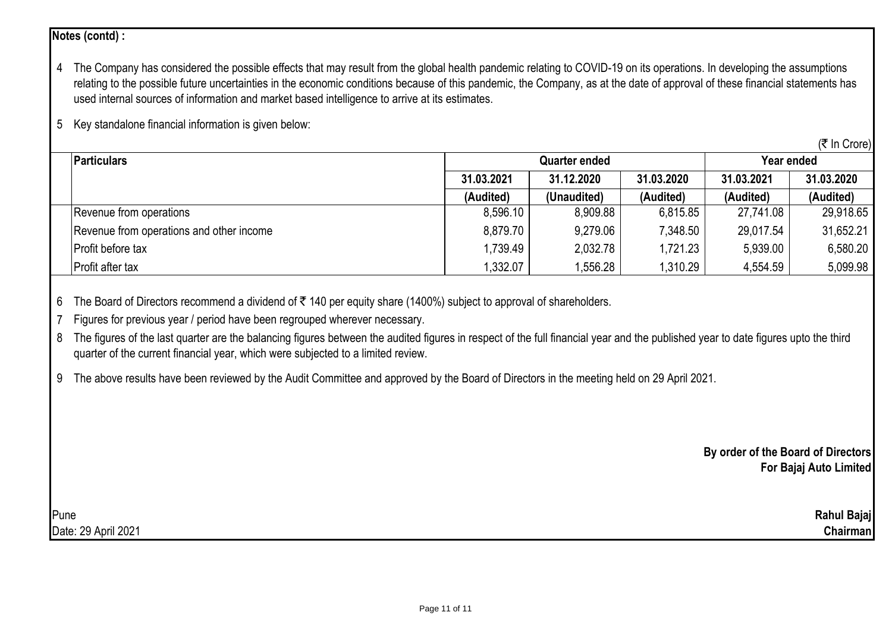**Notes (contd) :**

4 The Company has considered the possible effects that may result from the global health pandemic relating to COVID-19 on its operations. In developing the assumptions relating to the possible future uncertainties in the economic conditions because of this pandemic, the Company, as at the date of approval of these financial statements has used internal sources of information and market based intelligence to arrive at its estimates.

5 Key standalone financial information is given below:

(₹ In Crore)

| Particulars | Quarter ended | | | Year ended | |
|---|---|---|---|---|---|
| | 31.03.2021 | 31.12.2020 | 31.03.2020 | 31.03.2021 | 31.03.2020 |
| | (Audited) | (Unaudited) | (Audited) | (Audited) | (Audited) |
| Revenue from operations | 8,596.10 | 8,909.88 | 6,815.85 | 27,741.08 | 29,918.65 |
| Revenue from operations and other income | 8,879.70 | 9,279.06 | 7,348.50 | 29,017.54 | 31,652.21 |
| Profit before tax | 1,739.49 | 2,032.78 | 1,721.23 | 5,939.00 | 6,580.20 |
| Profit after tax | 1,332.07 | 1,556.28 | 1,310.29 | 4,554.59 | 5,099.98 |

6 The Board of Directors recommend a dividend of ₹ 140 per equity share (1400%) subject to approval of shareholders.

7 Figures for previous year / period have been regrouped wherever necessary.

8 The figures of the last quarter are the balancing figures between the audited figures in respect of the full financial year and the published year to date figures upto the third quarter of the current financial year, which were subjected to a limited review.

9 The above results have been reviewed by the Audit Committee and approved by the Board of Directors in the meeting held on 29 April 2021.

**By order of the Board of Directors**
**For Bajaj Auto Limited**

Pune
Date: 29 April 2021

**Rahul Bajaj**
**Chairman**